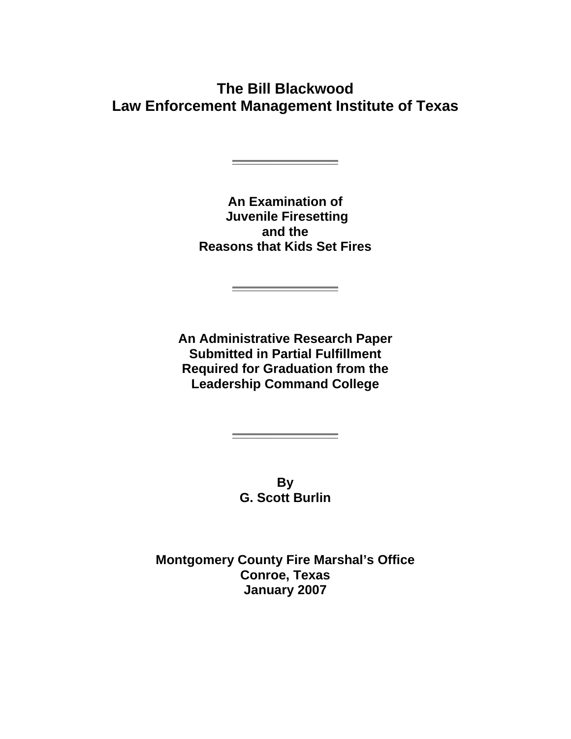# The Bill Blackwood Law Enforcement Management Institute of Texas

---

## An Examination of Juvenile Firesetting and the Reasons that Kids Set Fires

---

**An Administrative Research Paper**
**Submitted in Partial Fulfillment**
**Required for Graduation from the**
**Leadership Command College**

---

**By**
**G. Scott Burlin**

**Montgomery County Fire Marshal's Office**
**Conroe, Texas**
**January 2007**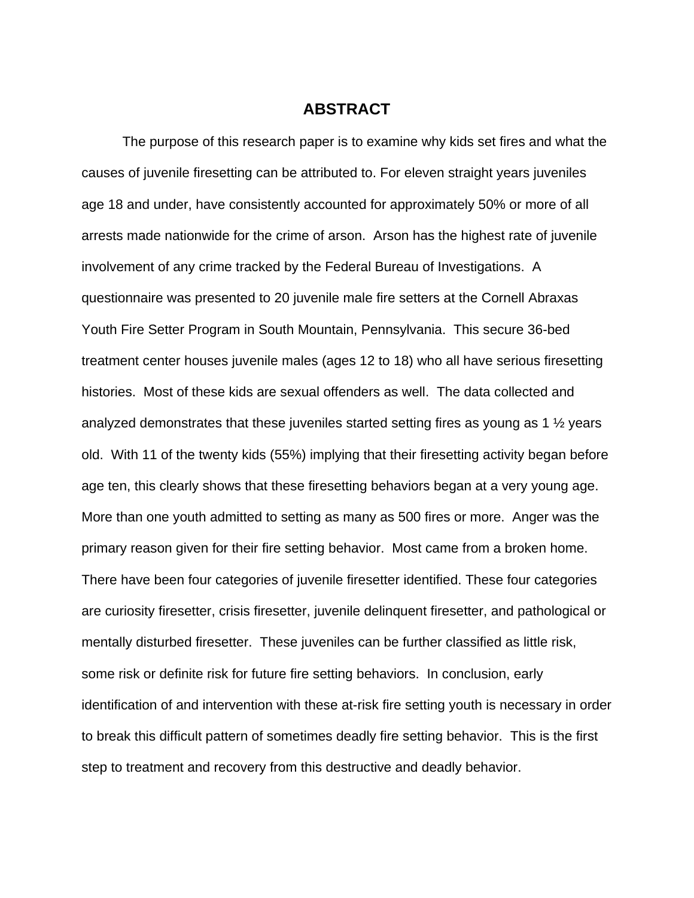# ABSTRACT

The purpose of this research paper is to examine why kids set fires and what the causes of juvenile firesetting can be attributed to. For eleven straight years juveniles age 18 and under, have consistently accounted for approximately 50% or more of all arrests made nationwide for the crime of arson. Arson has the highest rate of juvenile involvement of any crime tracked by the Federal Bureau of Investigations. A questionnaire was presented to 20 juvenile male fire setters at the Cornell Abraxas Youth Fire Setter Program in South Mountain, Pennsylvania. This secure 36-bed treatment center houses juvenile males (ages 12 to 18) who all have serious firesetting histories. Most of these kids are sexual offenders as well. The data collected and analyzed demonstrates that these juveniles started setting fires as young as 1 ½ years old. With 11 of the twenty kids (55%) implying that their firesetting activity began before age ten, this clearly shows that these firesetting behaviors began at a very young age. More than one youth admitted to setting as many as 500 fires or more. Anger was the primary reason given for their fire setting behavior. Most came from a broken home. There have been four categories of juvenile firesetter identified. These four categories are curiosity firesetter, crisis firesetter, juvenile delinquent firesetter, and pathological or mentally disturbed firesetter. These juveniles can be further classified as little risk, some risk or definite risk for future fire setting behaviors. In conclusion, early identification of and intervention with these at-risk fire setting youth is necessary in order to break this difficult pattern of sometimes deadly fire setting behavior. This is the first step to treatment and recovery from this destructive and deadly behavior.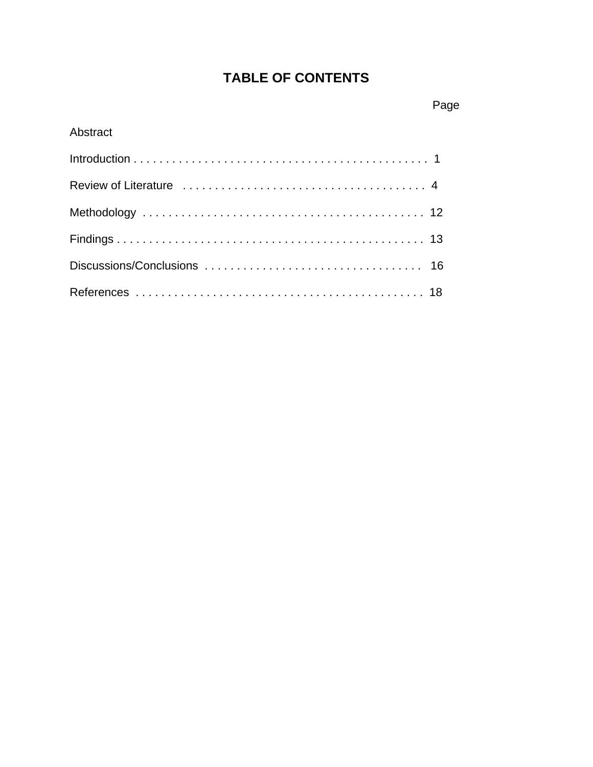# TABLE OF CONTENTS

| | Page |
|---|---|
| Abstract | |
| Introduction | 1 |
| Review of Literature | 4 |
| Methodology | 12 |
| Findings | 13 |
| Discussions/Conclusions | 16 |
| References | 18 |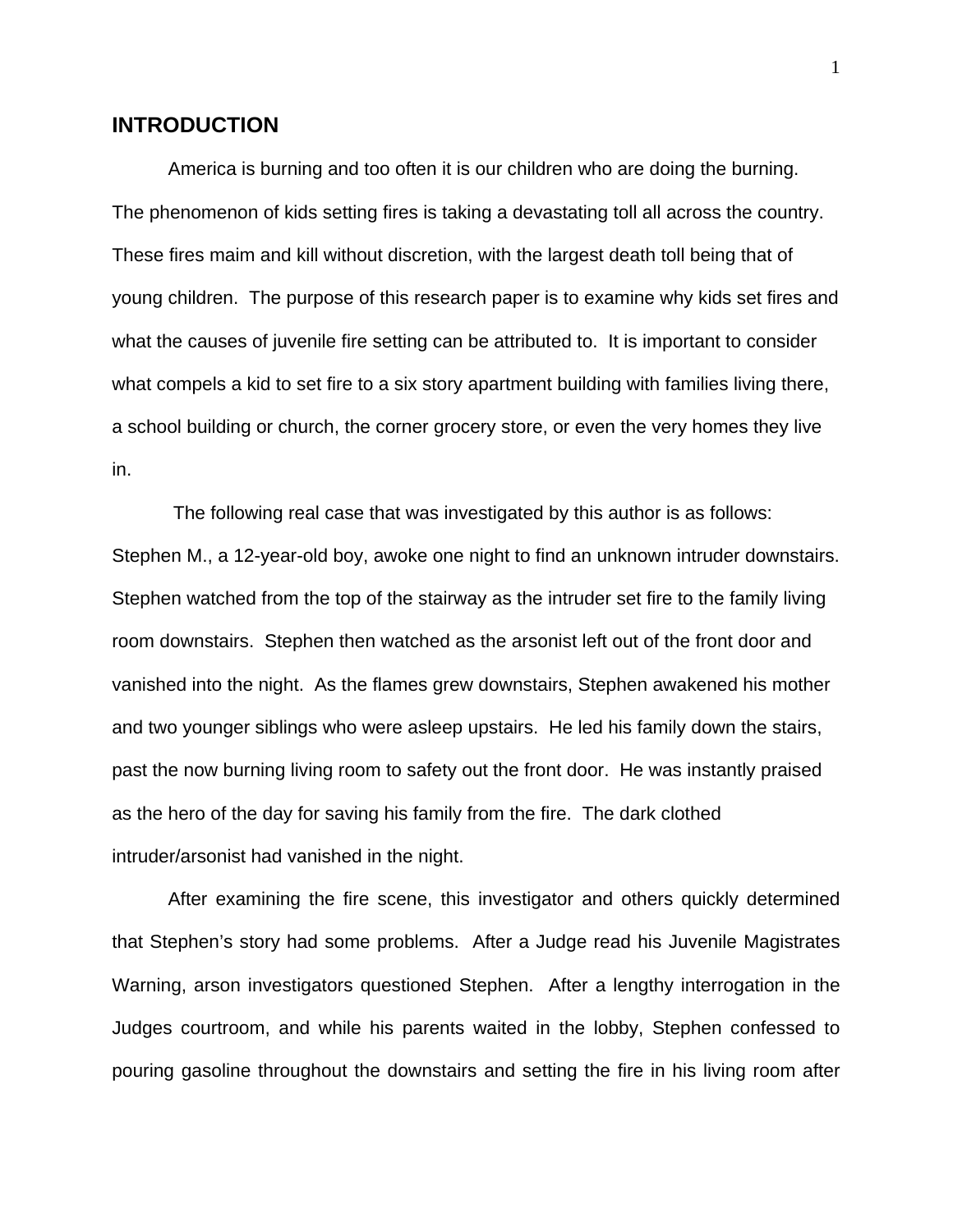## INTRODUCTION

America is burning and too often it is our children who are doing the burning. The phenomenon of kids setting fires is taking a devastating toll all across the country. These fires maim and kill without discretion, with the largest death toll being that of young children. The purpose of this research paper is to examine why kids set fires and what the causes of juvenile fire setting can be attributed to. It is important to consider what compels a kid to set fire to a six story apartment building with families living there, a school building or church, the corner grocery store, or even the very homes they live in.

The following real case that was investigated by this author is as follows: Stephen M., a 12-year-old boy, awoke one night to find an unknown intruder downstairs. Stephen watched from the top of the stairway as the intruder set fire to the family living room downstairs. Stephen then watched as the arsonist left out of the front door and vanished into the night. As the flames grew downstairs, Stephen awakened his mother and two younger siblings who were asleep upstairs. He led his family down the stairs, past the now burning living room to safety out the front door. He was instantly praised as the hero of the day for saving his family from the fire. The dark clothed intruder/arsonist had vanished in the night.

After examining the fire scene, this investigator and others quickly determined that Stephen's story had some problems. After a Judge read his Juvenile Magistrates Warning, arson investigators questioned Stephen. After a lengthy interrogation in the Judges courtroom, and while his parents waited in the lobby, Stephen confessed to pouring gasoline throughout the downstairs and setting the fire in his living room after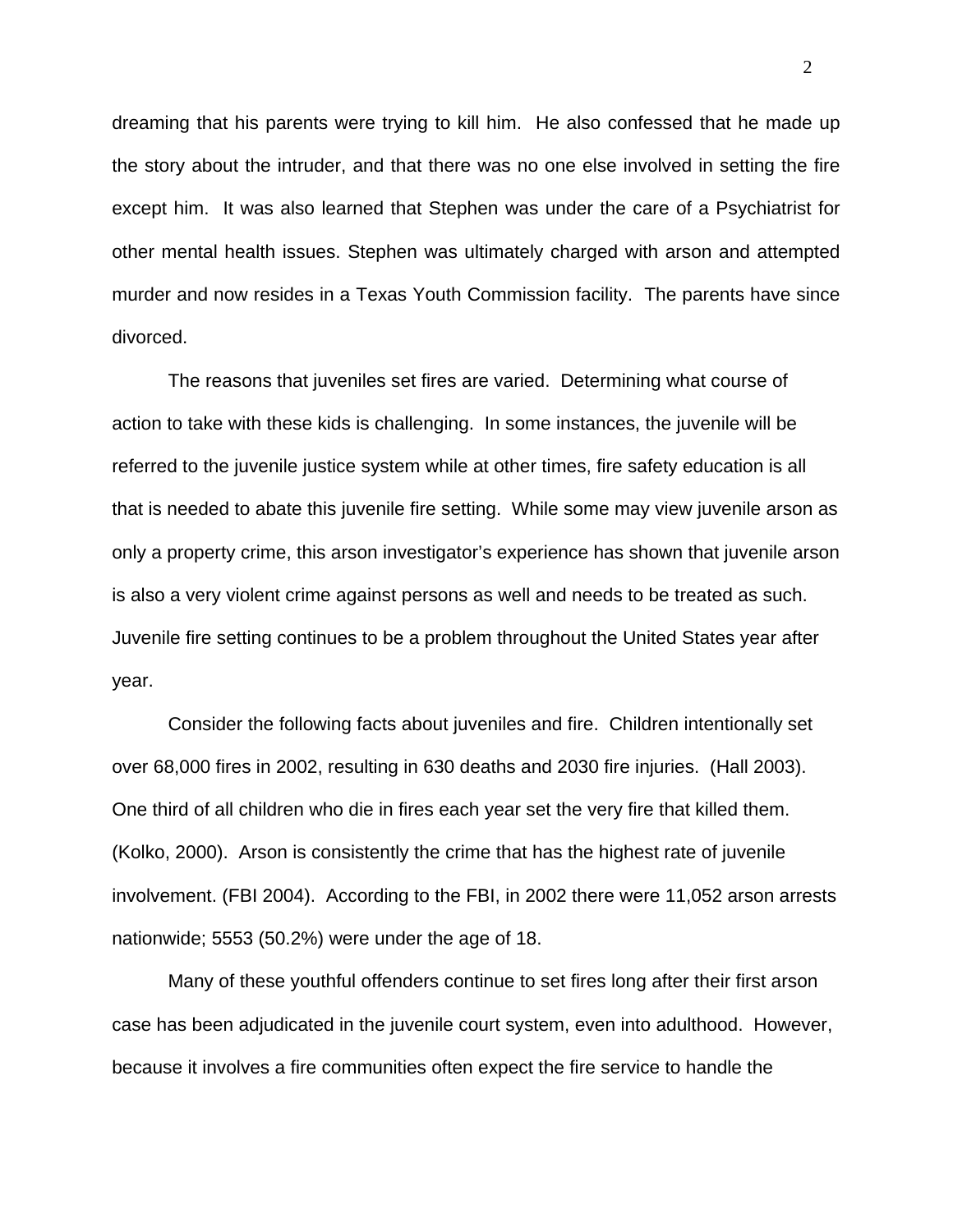dreaming that his parents were trying to kill him. He also confessed that he made up the story about the intruder, and that there was no one else involved in setting the fire except him. It was also learned that Stephen was under the care of a Psychiatrist for other mental health issues. Stephen was ultimately charged with arson and attempted murder and now resides in a Texas Youth Commission facility. The parents have since divorced.

The reasons that juveniles set fires are varied. Determining what course of action to take with these kids is challenging. In some instances, the juvenile will be referred to the juvenile justice system while at other times, fire safety education is all that is needed to abate this juvenile fire setting. While some may view juvenile arson as only a property crime, this arson investigator's experience has shown that juvenile arson is also a very violent crime against persons as well and needs to be treated as such. Juvenile fire setting continues to be a problem throughout the United States year after year.

Consider the following facts about juveniles and fire. Children intentionally set over 68,000 fires in 2002, resulting in 630 deaths and 2030 fire injuries. (Hall 2003). One third of all children who die in fires each year set the very fire that killed them. (Kolko, 2000). Arson is consistently the crime that has the highest rate of juvenile involvement. (FBI 2004). According to the FBI, in 2002 there were 11,052 arson arrests nationwide; 5553 (50.2%) were under the age of 18.

Many of these youthful offenders continue to set fires long after their first arson case has been adjudicated in the juvenile court system, even into adulthood. However, because it involves a fire communities often expect the fire service to handle the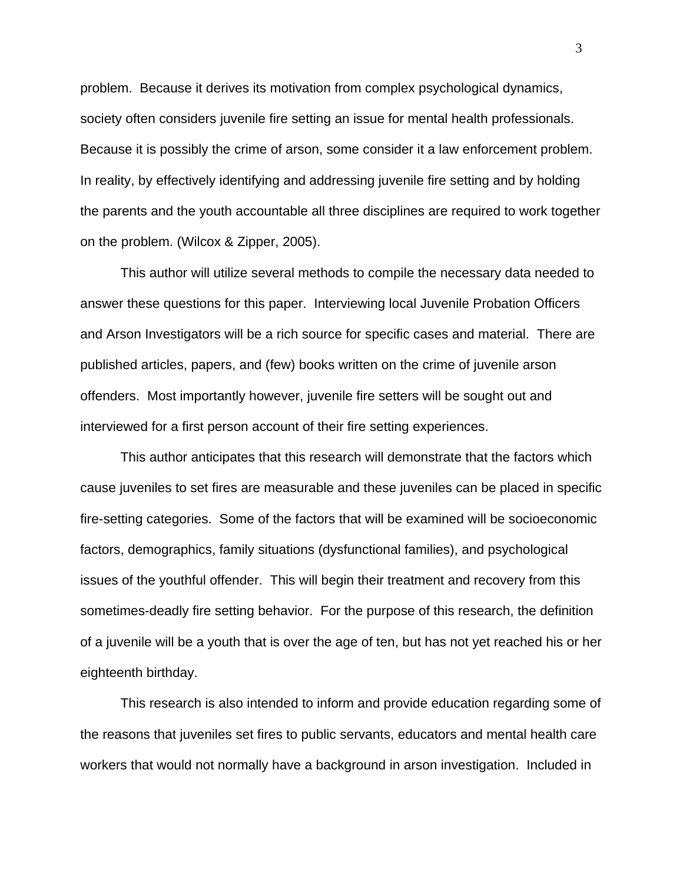problem. Because it derives its motivation from complex psychological dynamics, society often considers juvenile fire setting an issue for mental health professionals. Because it is possibly the crime of arson, some consider it a law enforcement problem. In reality, by effectively identifying and addressing juvenile fire setting and by holding the parents and the youth accountable all three disciplines are required to work together on the problem. (Wilcox & Zipper, 2005).

This author will utilize several methods to compile the necessary data needed to answer these questions for this paper. Interviewing local Juvenile Probation Officers and Arson Investigators will be a rich source for specific cases and material. There are published articles, papers, and (few) books written on the crime of juvenile arson offenders. Most importantly however, juvenile fire setters will be sought out and interviewed for a first person account of their fire setting experiences.

This author anticipates that this research will demonstrate that the factors which cause juveniles to set fires are measurable and these juveniles can be placed in specific fire-setting categories. Some of the factors that will be examined will be socioeconomic factors, demographics, family situations (dysfunctional families), and psychological issues of the youthful offender. This will begin their treatment and recovery from this sometimes-deadly fire setting behavior. For the purpose of this research, the definition of a juvenile will be a youth that is over the age of ten, but has not yet reached his or her eighteenth birthday.

This research is also intended to inform and provide education regarding some of the reasons that juveniles set fires to public servants, educators and mental health care workers that would not normally have a background in arson investigation. Included in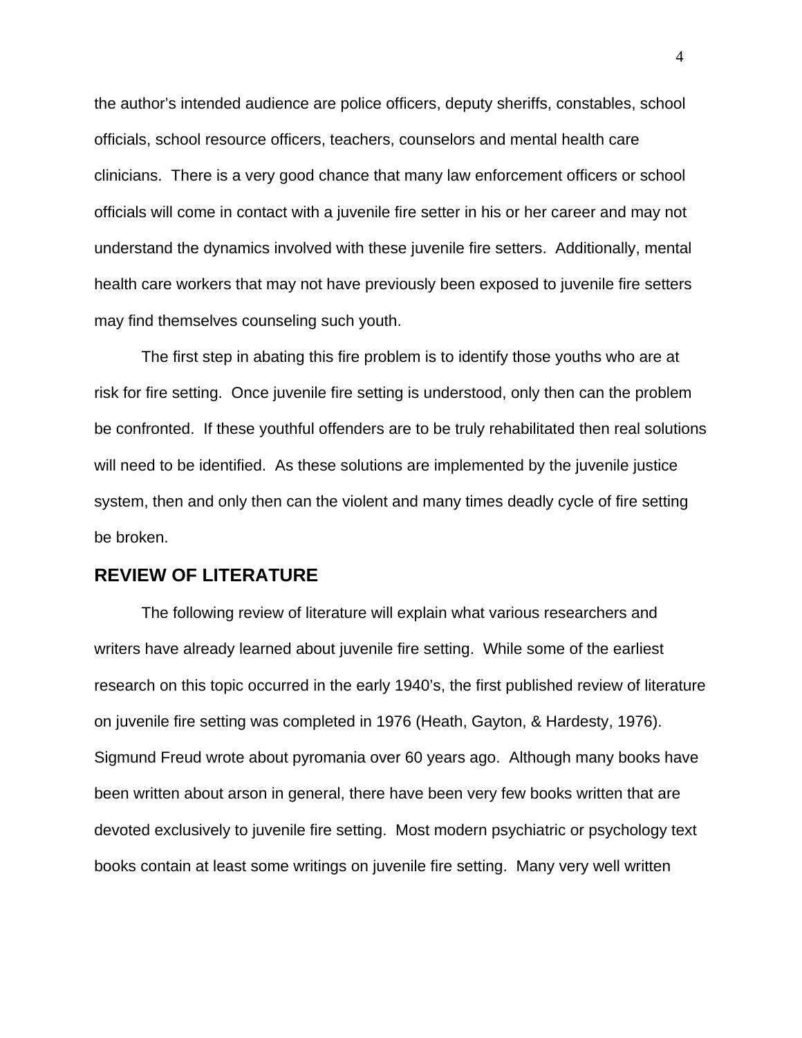the author's intended audience are police officers, deputy sheriffs, constables, school officials, school resource officers, teachers, counselors and mental health care clinicians. There is a very good chance that many law enforcement officers or school officials will come in contact with a juvenile fire setter in his or her career and may not understand the dynamics involved with these juvenile fire setters. Additionally, mental health care workers that may not have previously been exposed to juvenile fire setters may find themselves counseling such youth.

The first step in abating this fire problem is to identify those youths who are at risk for fire setting. Once juvenile fire setting is understood, only then can the problem be confronted. If these youthful offenders are to be truly rehabilitated then real solutions will need to be identified. As these solutions are implemented by the juvenile justice system, then and only then can the violent and many times deadly cycle of fire setting be broken.

## REVIEW OF LITERATURE

The following review of literature will explain what various researchers and writers have already learned about juvenile fire setting. While some of the earliest research on this topic occurred in the early 1940's, the first published review of literature on juvenile fire setting was completed in 1976 (Heath, Gayton, & Hardesty, 1976). Sigmund Freud wrote about pyromania over 60 years ago. Although many books have been written about arson in general, there have been very few books written that are devoted exclusively to juvenile fire setting. Most modern psychiatric or psychology text books contain at least some writings on juvenile fire setting. Many very well written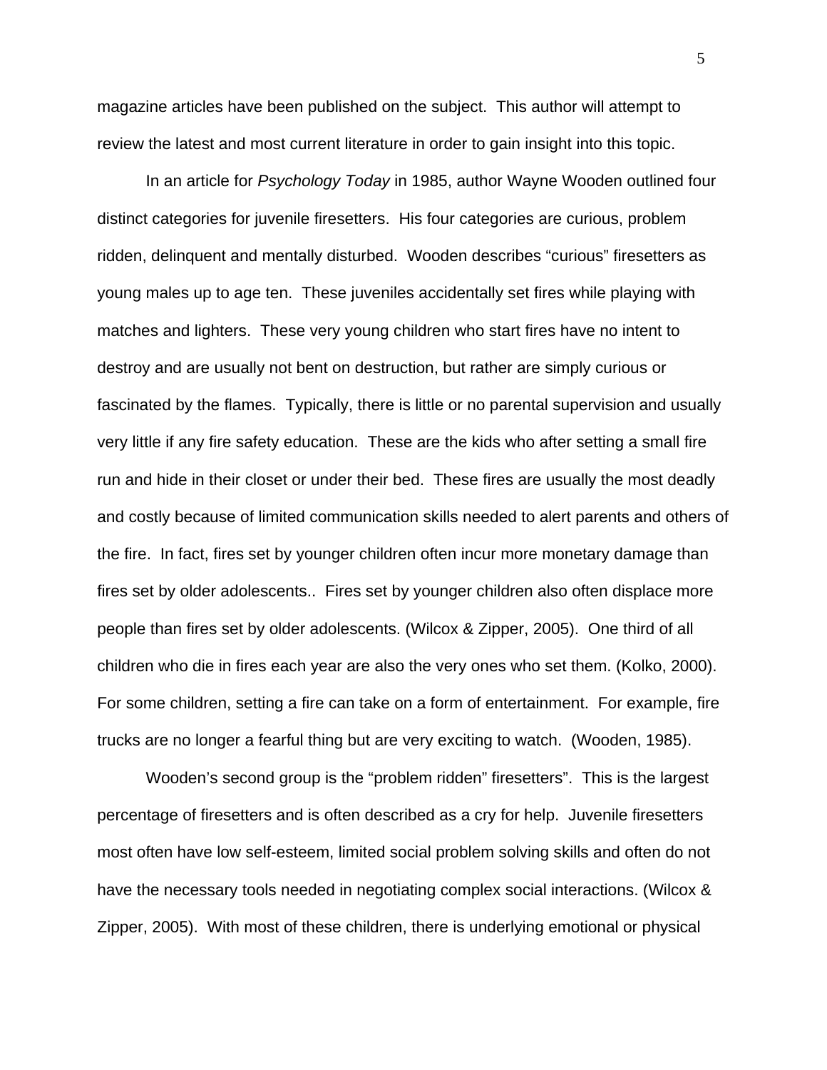magazine articles have been published on the subject. This author will attempt to review the latest and most current literature in order to gain insight into this topic.

In an article for *Psychology Today* in 1985, author Wayne Wooden outlined four distinct categories for juvenile firesetters. His four categories are curious, problem ridden, delinquent and mentally disturbed. Wooden describes "curious" firesetters as young males up to age ten. These juveniles accidentally set fires while playing with matches and lighters. These very young children who start fires have no intent to destroy and are usually not bent on destruction, but rather are simply curious or fascinated by the flames. Typically, there is little or no parental supervision and usually very little if any fire safety education. These are the kids who after setting a small fire run and hide in their closet or under their bed. These fires are usually the most deadly and costly because of limited communication skills needed to alert parents and others of the fire. In fact, fires set by younger children often incur more monetary damage than fires set by older adolescents.. Fires set by younger children also often displace more people than fires set by older adolescents. (Wilcox & Zipper, 2005). One third of all children who die in fires each year are also the very ones who set them. (Kolko, 2000). For some children, setting a fire can take on a form of entertainment. For example, fire trucks are no longer a fearful thing but are very exciting to watch. (Wooden, 1985).

Wooden's second group is the "problem ridden" firesetters". This is the largest percentage of firesetters and is often described as a cry for help. Juvenile firesetters most often have low self-esteem, limited social problem solving skills and often do not have the necessary tools needed in negotiating complex social interactions. (Wilcox & Zipper, 2005). With most of these children, there is underlying emotional or physical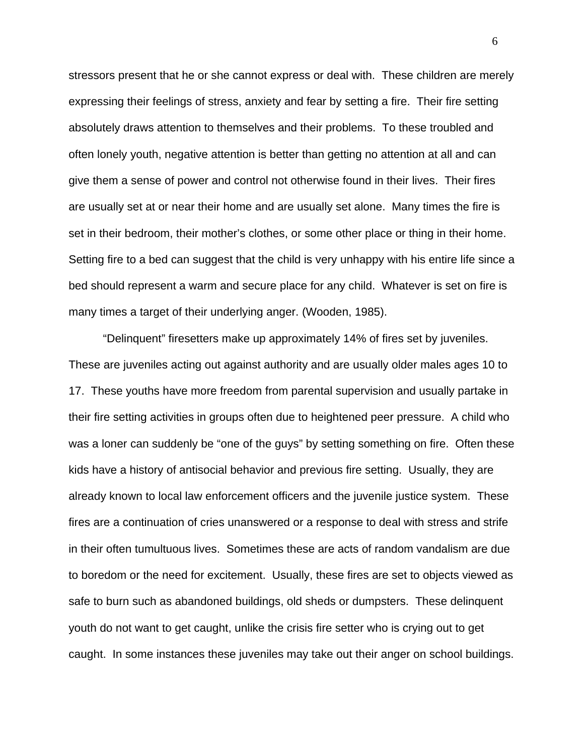stressors present that he or she cannot express or deal with. These children are merely expressing their feelings of stress, anxiety and fear by setting a fire. Their fire setting absolutely draws attention to themselves and their problems. To these troubled and often lonely youth, negative attention is better than getting no attention at all and can give them a sense of power and control not otherwise found in their lives. Their fires are usually set at or near their home and are usually set alone. Many times the fire is set in their bedroom, their mother's clothes, or some other place or thing in their home. Setting fire to a bed can suggest that the child is very unhappy with his entire life since a bed should represent a warm and secure place for any child. Whatever is set on fire is many times a target of their underlying anger. (Wooden, 1985).

"Delinquent" firesetters make up approximately 14% of fires set by juveniles. These are juveniles acting out against authority and are usually older males ages 10 to 17. These youths have more freedom from parental supervision and usually partake in their fire setting activities in groups often due to heightened peer pressure. A child who was a loner can suddenly be "one of the guys" by setting something on fire. Often these kids have a history of antisocial behavior and previous fire setting. Usually, they are already known to local law enforcement officers and the juvenile justice system. These fires are a continuation of cries unanswered or a response to deal with stress and strife in their often tumultuous lives. Sometimes these are acts of random vandalism are due to boredom or the need for excitement. Usually, these fires are set to objects viewed as safe to burn such as abandoned buildings, old sheds or dumpsters. These delinquent youth do not want to get caught, unlike the crisis fire setter who is crying out to get caught. In some instances these juveniles may take out their anger on school buildings.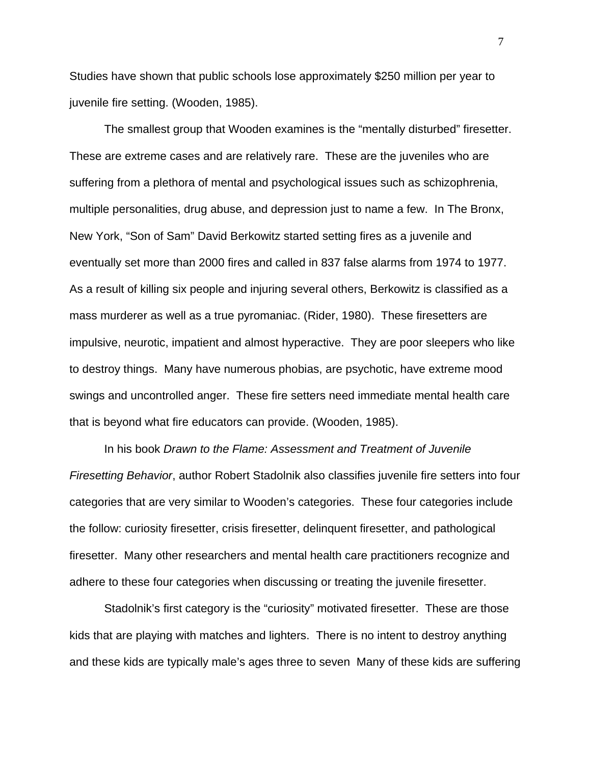Studies have shown that public schools lose approximately $250 million per year to juvenile fire setting. (Wooden, 1985).

The smallest group that Wooden examines is the "mentally disturbed" firesetter. These are extreme cases and are relatively rare. These are the juveniles who are suffering from a plethora of mental and psychological issues such as schizophrenia, multiple personalities, drug abuse, and depression just to name a few. In The Bronx, New York, "Son of Sam" David Berkowitz started setting fires as a juvenile and eventually set more than 2000 fires and called in 837 false alarms from 1974 to 1977. As a result of killing six people and injuring several others, Berkowitz is classified as a mass murderer as well as a true pyromaniac. (Rider, 1980). These firesetters are impulsive, neurotic, impatient and almost hyperactive. They are poor sleepers who like to destroy things. Many have numerous phobias, are psychotic, have extreme mood swings and uncontrolled anger. These fire setters need immediate mental health care that is beyond what fire educators can provide. (Wooden, 1985).

In his book *Drawn to the Flame: Assessment and Treatment of Juvenile Firesetting Behavior*, author Robert Stadolnik also classifies juvenile fire setters into four categories that are very similar to Wooden's categories. These four categories include the follow: curiosity firesetter, crisis firesetter, delinquent firesetter, and pathological firesetter. Many other researchers and mental health care practitioners recognize and adhere to these four categories when discussing or treating the juvenile firesetter.

Stadolnik's first category is the "curiosity" motivated firesetter. These are those kids that are playing with matches and lighters. There is no intent to destroy anything and these kids are typically male's ages three to seven Many of these kids are suffering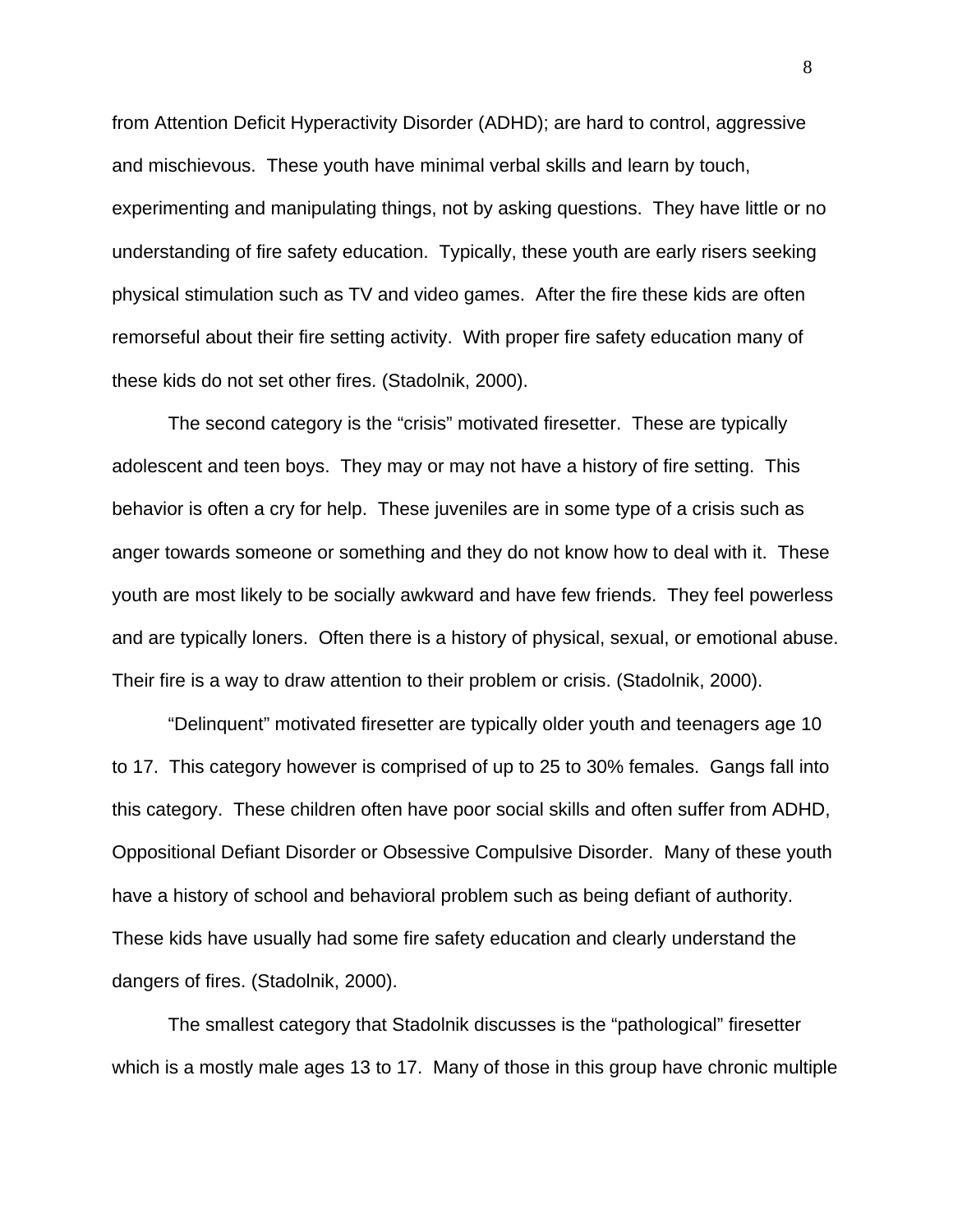from Attention Deficit Hyperactivity Disorder (ADHD); are hard to control, aggressive and mischievous. These youth have minimal verbal skills and learn by touch, experimenting and manipulating things, not by asking questions. They have little or no understanding of fire safety education. Typically, these youth are early risers seeking physical stimulation such as TV and video games. After the fire these kids are often remorseful about their fire setting activity. With proper fire safety education many of these kids do not set other fires. (Stadolnik, 2000).

The second category is the "crisis" motivated firesetter. These are typically adolescent and teen boys. They may or may not have a history of fire setting. This behavior is often a cry for help. These juveniles are in some type of a crisis such as anger towards someone or something and they do not know how to deal with it. These youth are most likely to be socially awkward and have few friends. They feel powerless and are typically loners. Often there is a history of physical, sexual, or emotional abuse. Their fire is a way to draw attention to their problem or crisis. (Stadolnik, 2000).

"Delinquent" motivated firesetter are typically older youth and teenagers age 10 to 17. This category however is comprised of up to 25 to 30% females. Gangs fall into this category. These children often have poor social skills and often suffer from ADHD, Oppositional Defiant Disorder or Obsessive Compulsive Disorder. Many of these youth have a history of school and behavioral problem such as being defiant of authority. These kids have usually had some fire safety education and clearly understand the dangers of fires. (Stadolnik, 2000).

The smallest category that Stadolnik discusses is the "pathological" firesetter which is a mostly male ages 13 to 17. Many of those in this group have chronic multiple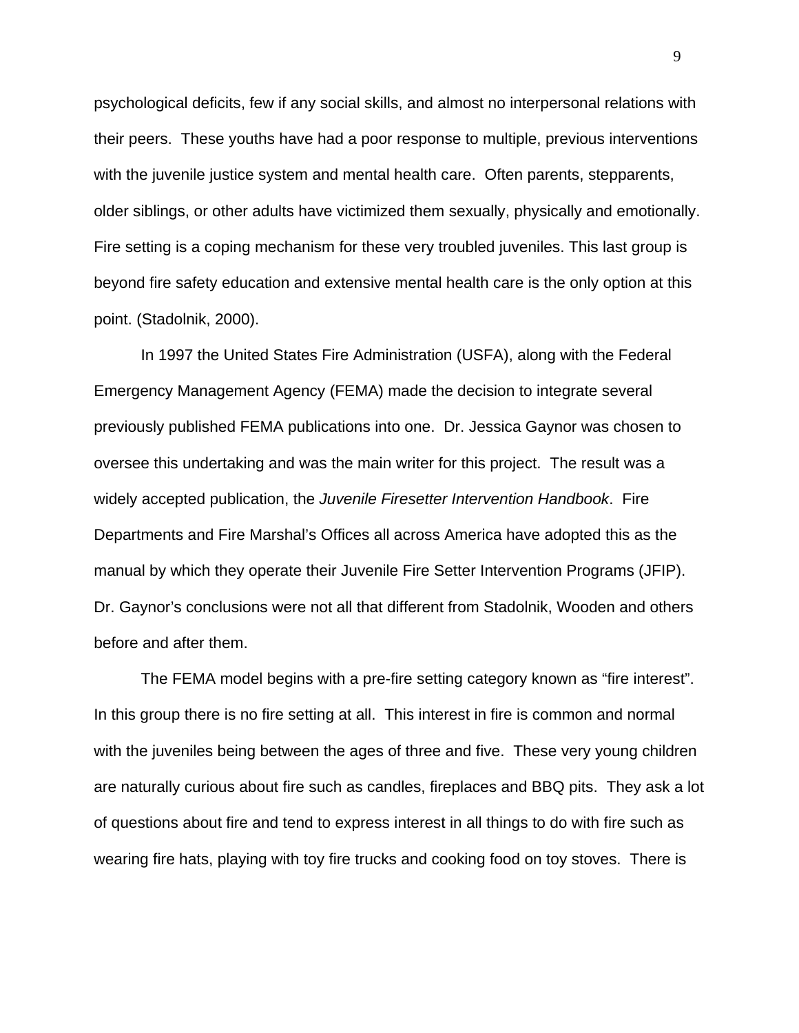psychological deficits, few if any social skills, and almost no interpersonal relations with their peers.  These youths have had a poor response to multiple, previous interventions with the juvenile justice system and mental health care.  Often parents, stepparents, older siblings, or other adults have victimized them sexually, physically and emotionally. Fire setting is a coping mechanism for these very troubled juveniles. This last group is beyond fire safety education and extensive mental health care is the only option at this point. (Stadolnik, 2000).

In 1997 the United States Fire Administration (USFA), along with the Federal Emergency Management Agency (FEMA) made the decision to integrate several previously published FEMA publications into one.  Dr. Jessica Gaynor was chosen to oversee this undertaking and was the main writer for this project.  The result was a widely accepted publication, the *Juvenile Firesetter Intervention Handbook*.  Fire Departments and Fire Marshal's Offices all across America have adopted this as the manual by which they operate their Juvenile Fire Setter Intervention Programs (JFIP). Dr. Gaynor's conclusions were not all that different from Stadolnik, Wooden and others before and after them.

The FEMA model begins with a pre-fire setting category known as "fire interest". In this group there is no fire setting at all.  This interest in fire is common and normal with the juveniles being between the ages of three and five.  These very young children are naturally curious about fire such as candles, fireplaces and BBQ pits.  They ask a lot of questions about fire and tend to express interest in all things to do with fire such as wearing fire hats, playing with toy fire trucks and cooking food on toy stoves.  There is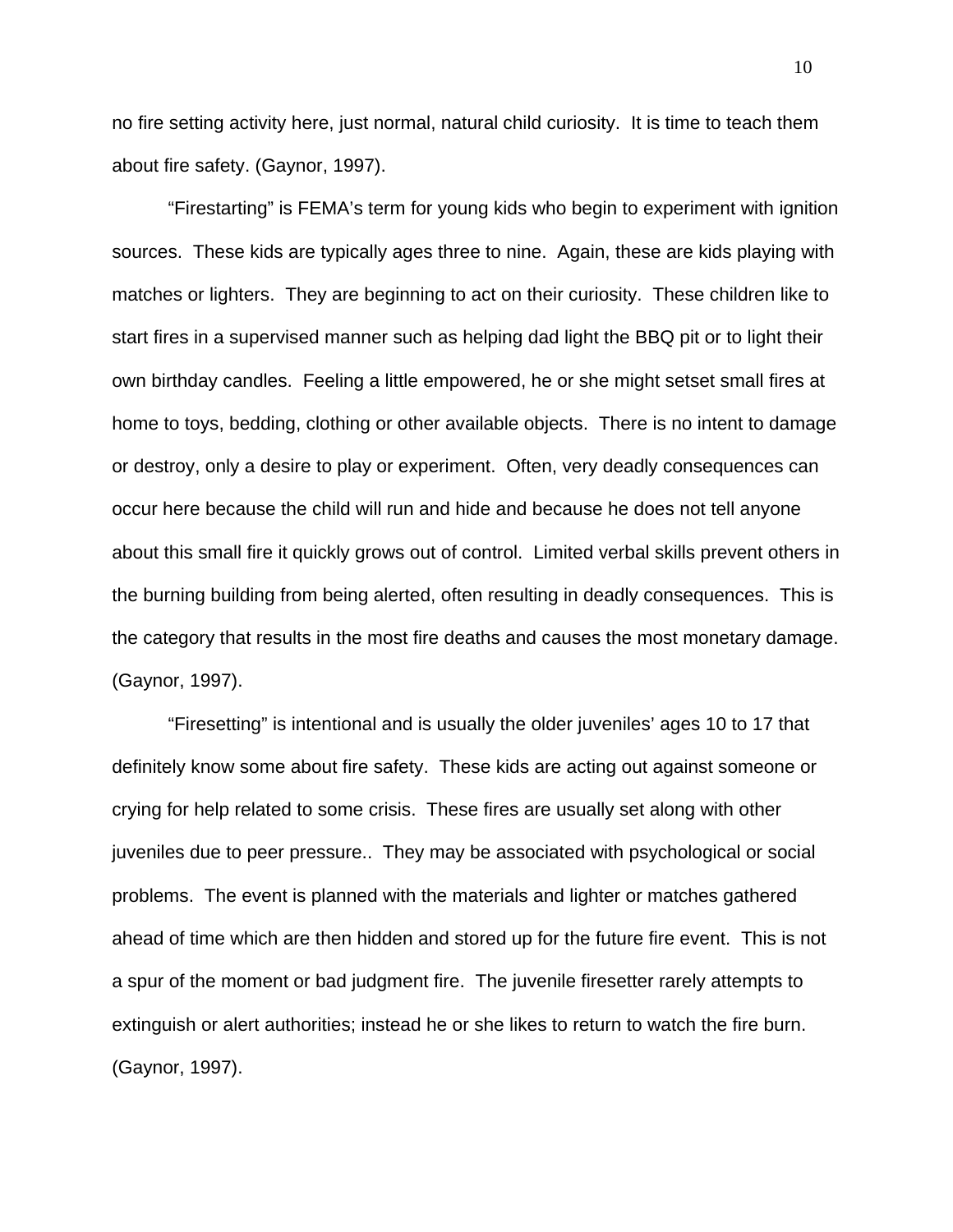no fire setting activity here, just normal, natural child curiosity.  It is time to teach them about fire safety. (Gaynor, 1997).

"Firestarting" is FEMA's term for young kids who begin to experiment with ignition sources.  These kids are typically ages three to nine.  Again, these are kids playing with matches or lighters.  They are beginning to act on their curiosity.  These children like to start fires in a supervised manner such as helping dad light the BBQ pit or to light their own birthday candles.  Feeling a little empowered, he or she might setset small fires at home to toys, bedding, clothing or other available objects.  There is no intent to damage or destroy, only a desire to play or experiment.  Often, very deadly consequences can occur here because the child will run and hide and because he does not tell anyone about this small fire it quickly grows out of control.  Limited verbal skills prevent others in the burning building from being alerted, often resulting in deadly consequences.  This is the category that results in the most fire deaths and causes the most monetary damage. (Gaynor, 1997).

"Firesetting" is intentional and is usually the older juveniles' ages 10 to 17 that definitely know some about fire safety.  These kids are acting out against someone or crying for help related to some crisis.  These fires are usually set along with other juveniles due to peer pressure..  They may be associated with psychological or social problems.  The event is planned with the materials and lighter or matches gathered ahead of time which are then hidden and stored up for the future fire event.  This is not a spur of the moment or bad judgment fire.  The juvenile firesetter rarely attempts to extinguish or alert authorities; instead he or she likes to return to watch the fire burn. (Gaynor, 1997).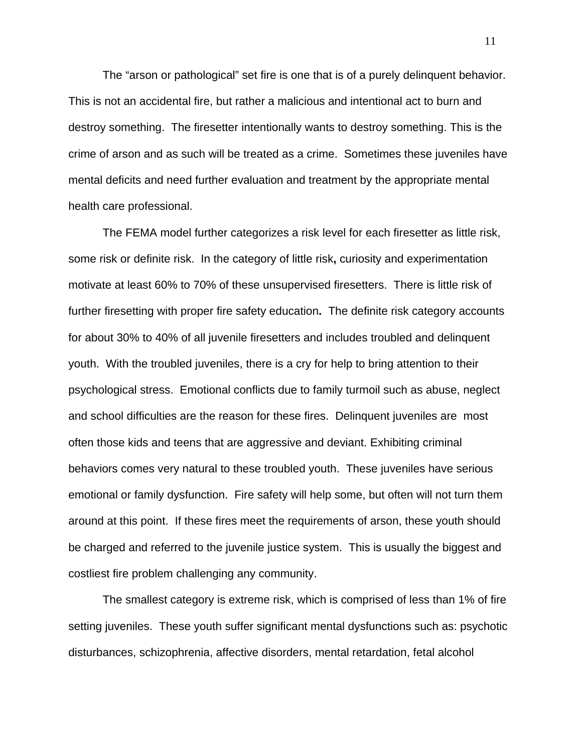The “arson or pathological” set fire is one that is of a purely delinquent behavior. This is not an accidental fire, but rather a malicious and intentional act to burn and destroy something. The firesetter intentionally wants to destroy something. This is the crime of arson and as such will be treated as a crime. Sometimes these juveniles have mental deficits and need further evaluation and treatment by the appropriate mental health care professional.

The FEMA model further categorizes a risk level for each firesetter as little risk, some risk or definite risk. In the category of little risk**,** curiosity and experimentation motivate at least 60% to 70% of these unsupervised firesetters. There is little risk of further firesetting with proper fire safety education**.** The definite risk category accounts for about 30% to 40% of all juvenile firesetters and includes troubled and delinquent youth. With the troubled juveniles, there is a cry for help to bring attention to their psychological stress. Emotional conflicts due to family turmoil such as abuse, neglect and school difficulties are the reason for these fires. Delinquent juveniles are most often those kids and teens that are aggressive and deviant. Exhibiting criminal behaviors comes very natural to these troubled youth. These juveniles have serious emotional or family dysfunction. Fire safety will help some, but often will not turn them around at this point. If these fires meet the requirements of arson, these youth should be charged and referred to the juvenile justice system. This is usually the biggest and costliest fire problem challenging any community.

The smallest category is extreme risk, which is comprised of less than 1% of fire setting juveniles. These youth suffer significant mental dysfunctions such as: psychotic disturbances, schizophrenia, affective disorders, mental retardation, fetal alcohol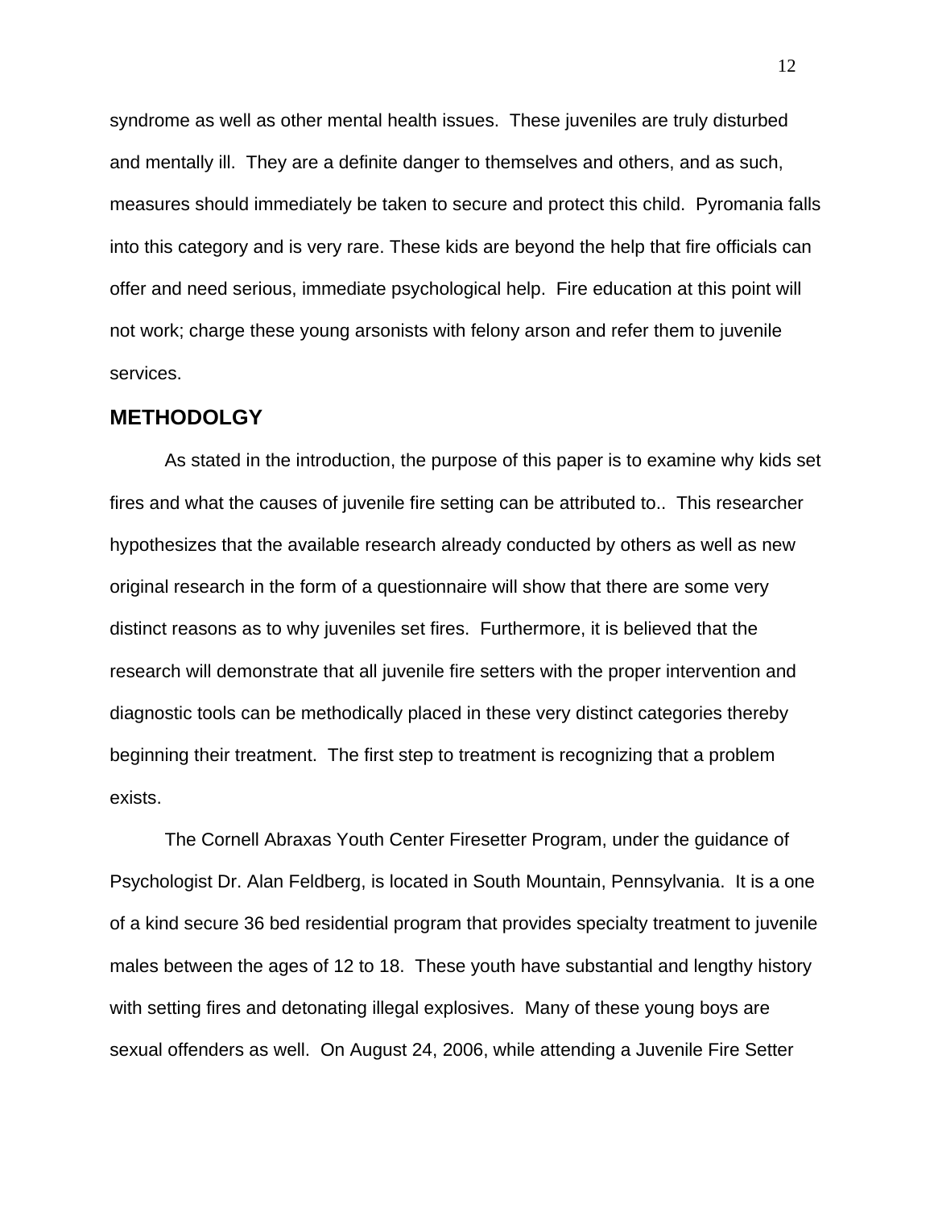syndrome as well as other mental health issues. These juveniles are truly disturbed and mentally ill. They are a definite danger to themselves and others, and as such, measures should immediately be taken to secure and protect this child. Pyromania falls into this category and is very rare. These kids are beyond the help that fire officials can offer and need serious, immediate psychological help. Fire education at this point will not work; charge these young arsonists with felony arson and refer them to juvenile services.

## METHODOLGY

As stated in the introduction, the purpose of this paper is to examine why kids set fires and what the causes of juvenile fire setting can be attributed to.. This researcher hypothesizes that the available research already conducted by others as well as new original research in the form of a questionnaire will show that there are some very distinct reasons as to why juveniles set fires. Furthermore, it is believed that the research will demonstrate that all juvenile fire setters with the proper intervention and diagnostic tools can be methodically placed in these very distinct categories thereby beginning their treatment. The first step to treatment is recognizing that a problem exists.

The Cornell Abraxas Youth Center Firesetter Program, under the guidance of Psychologist Dr. Alan Feldberg, is located in South Mountain, Pennsylvania. It is a one of a kind secure 36 bed residential program that provides specialty treatment to juvenile males between the ages of 12 to 18. These youth have substantial and lengthy history with setting fires and detonating illegal explosives. Many of these young boys are sexual offenders as well. On August 24, 2006, while attending a Juvenile Fire Setter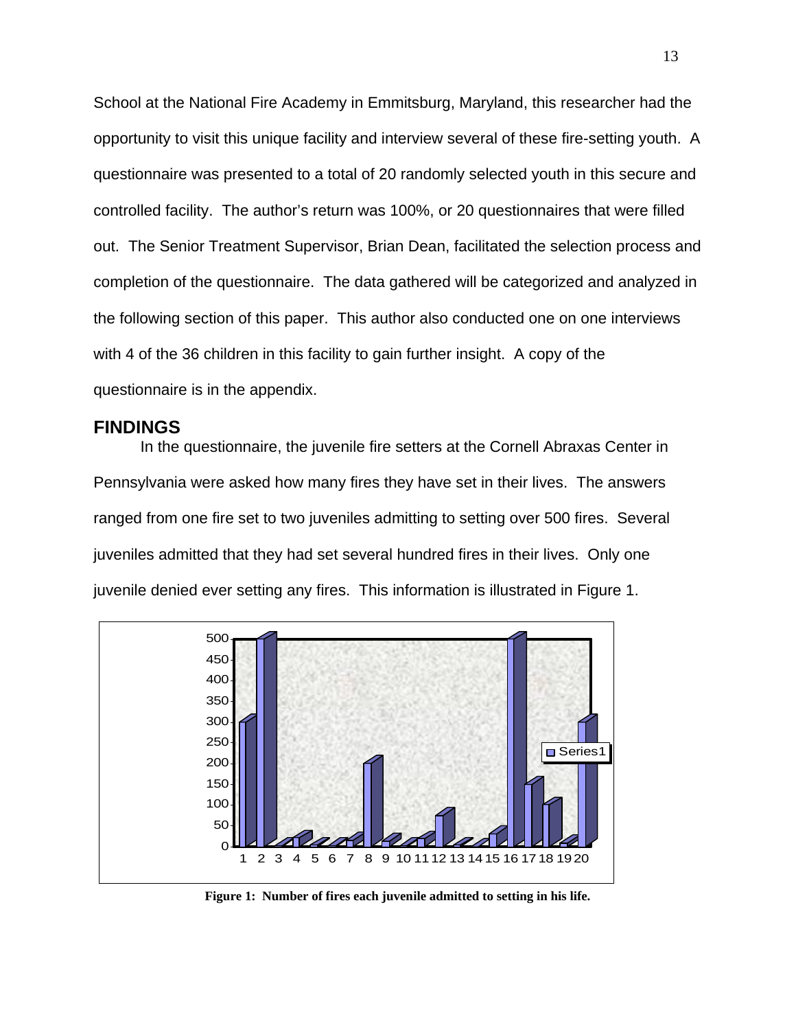School at the National Fire Academy in Emmitsburg, Maryland, this researcher had the opportunity to visit this unique facility and interview several of these fire-setting youth. A questionnaire was presented to a total of 20 randomly selected youth in this secure and controlled facility. The author's return was 100%, or 20 questionnaires that were filled out. The Senior Treatment Supervisor, Brian Dean, facilitated the selection process and completion of the questionnaire. The data gathered will be categorized and analyzed in the following section of this paper. This author also conducted one on one interviews with 4 of the 36 children in this facility to gain further insight. A copy of the questionnaire is in the appendix.

## FINDINGS

In the questionnaire, the juvenile fire setters at the Cornell Abraxas Center in Pennsylvania were asked how many fires they have set in their lives. The answers ranged from one fire set to two juveniles admitting to setting over 500 fires. Several juveniles admitted that they had set several hundred fires in their lives. Only one juvenile denied ever setting any fires. This information is illustrated in Figure 1.

**Figure 1: Number of fires each juvenile admitted to setting in his life.**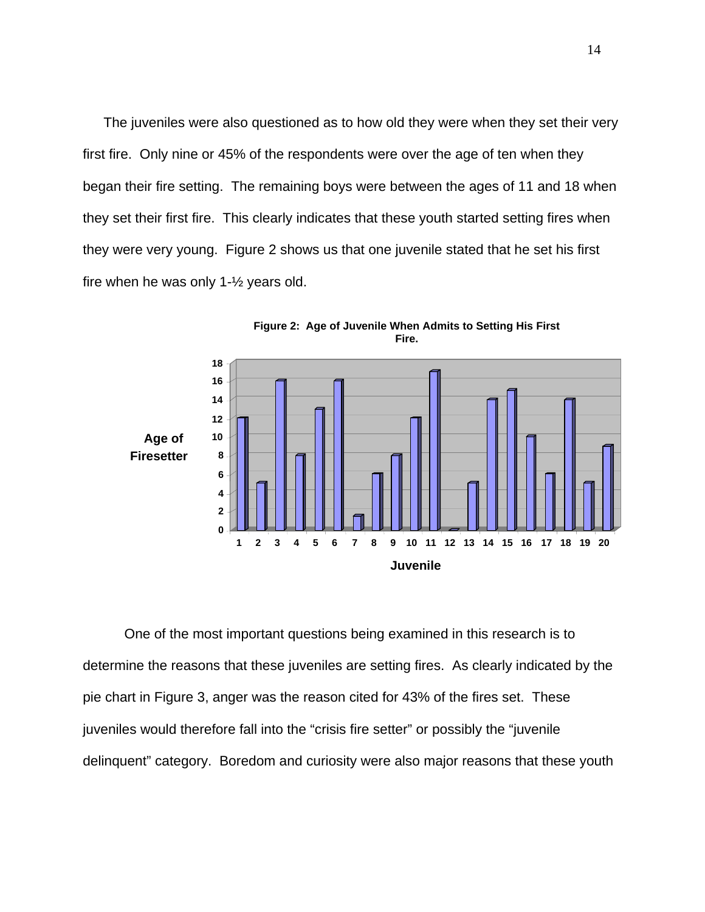The juveniles were also questioned as to how old they were when they set their very first fire. Only nine or 45% of the respondents were over the age of ten when they began their fire setting. The remaining boys were between the ages of 11 and 18 when they set their first fire. This clearly indicates that these youth started setting fires when they were very young. Figure 2 shows us that one juvenile stated that he set his first fire when he was only 1-½ years old.

**Figure 2: Age of Juvenile When Admits to Setting His First Fire.**

One of the most important questions being examined in this research is to determine the reasons that these juveniles are setting fires. As clearly indicated by the pie chart in Figure 3, anger was the reason cited for 43% of the fires set. These juveniles would therefore fall into the "crisis fire setter" or possibly the "juvenile delinquent" category. Boredom and curiosity were also major reasons that these youth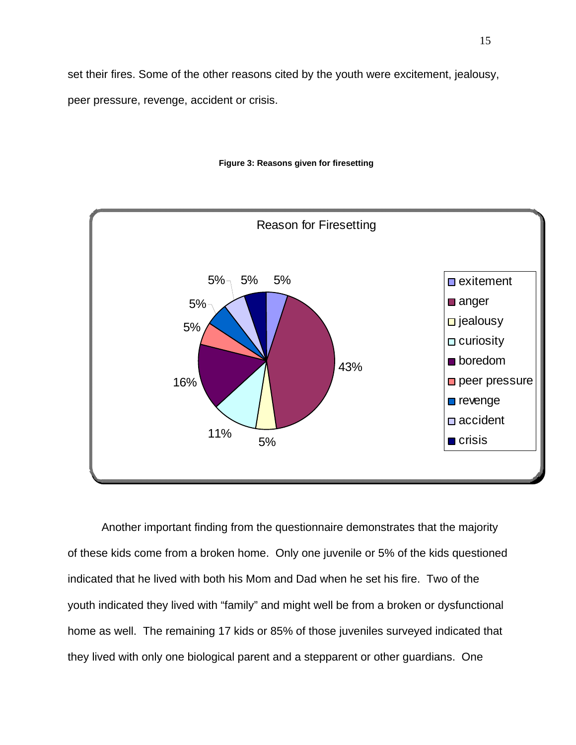set their fires. Some of the other reasons cited by the youth were excitement, jealousy, peer pressure, revenge, accident or crisis.

**Figure 3: Reasons given for firesetting**

Another important finding from the questionnaire demonstrates that the majority of these kids come from a broken home. Only one juvenile or 5% of the kids questioned indicated that he lived with both his Mom and Dad when he set his fire. Two of the youth indicated they lived with "family" and might well be from a broken or dysfunctional home as well. The remaining 17 kids or 85% of those juveniles surveyed indicated that they lived with only one biological parent and a stepparent or other guardians. One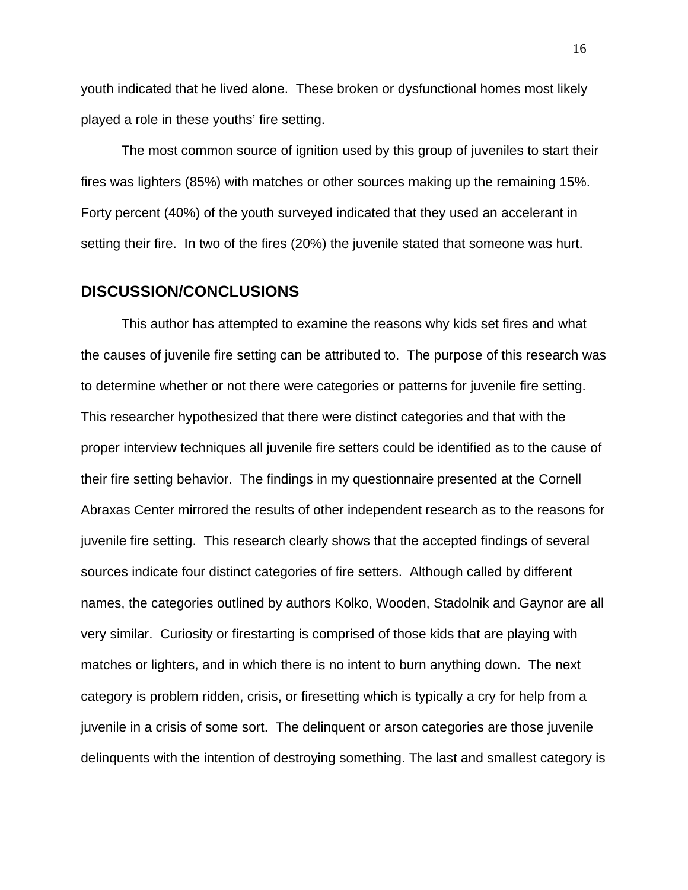youth indicated that he lived alone. These broken or dysfunctional homes most likely played a role in these youths' fire setting.

The most common source of ignition used by this group of juveniles to start their fires was lighters (85%) with matches or other sources making up the remaining 15%. Forty percent (40%) of the youth surveyed indicated that they used an accelerant in setting their fire. In two of the fires (20%) the juvenile stated that someone was hurt.

## DISCUSSION/CONCLUSIONS

This author has attempted to examine the reasons why kids set fires and what the causes of juvenile fire setting can be attributed to. The purpose of this research was to determine whether or not there were categories or patterns for juvenile fire setting. This researcher hypothesized that there were distinct categories and that with the proper interview techniques all juvenile fire setters could be identified as to the cause of their fire setting behavior. The findings in my questionnaire presented at the Cornell Abraxas Center mirrored the results of other independent research as to the reasons for juvenile fire setting. This research clearly shows that the accepted findings of several sources indicate four distinct categories of fire setters. Although called by different names, the categories outlined by authors Kolko, Wooden, Stadolnik and Gaynor are all very similar. Curiosity or firestarting is comprised of those kids that are playing with matches or lighters, and in which there is no intent to burn anything down. The next category is problem ridden, crisis, or firesetting which is typically a cry for help from a juvenile in a crisis of some sort. The delinquent or arson categories are those juvenile delinquents with the intention of destroying something. The last and smallest category is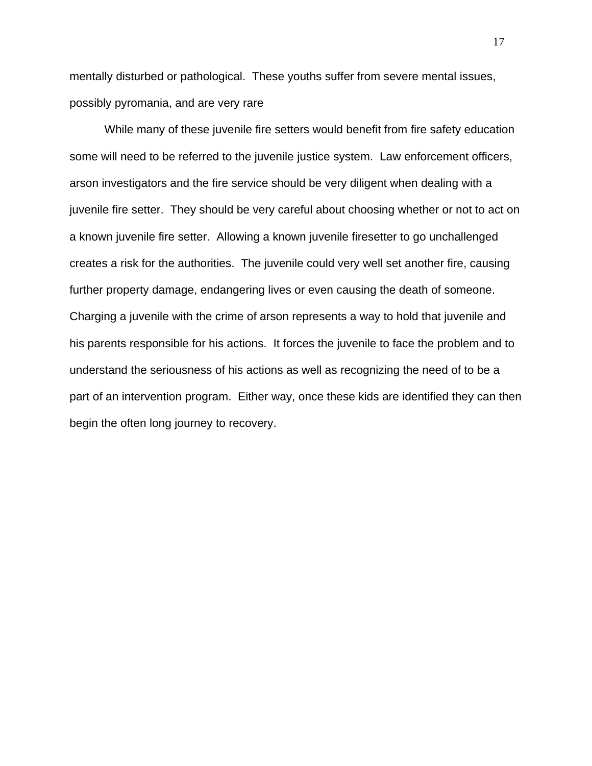mentally disturbed or pathological. These youths suffer from severe mental issues, possibly pyromania, and are very rare

While many of these juvenile fire setters would benefit from fire safety education some will need to be referred to the juvenile justice system. Law enforcement officers, arson investigators and the fire service should be very diligent when dealing with a juvenile fire setter. They should be very careful about choosing whether or not to act on a known juvenile fire setter. Allowing a known juvenile firesetter to go unchallenged creates a risk for the authorities. The juvenile could very well set another fire, causing further property damage, endangering lives or even causing the death of someone. Charging a juvenile with the crime of arson represents a way to hold that juvenile and his parents responsible for his actions. It forces the juvenile to face the problem and to understand the seriousness of his actions as well as recognizing the need of to be a part of an intervention program. Either way, once these kids are identified they can then begin the often long journey to recovery.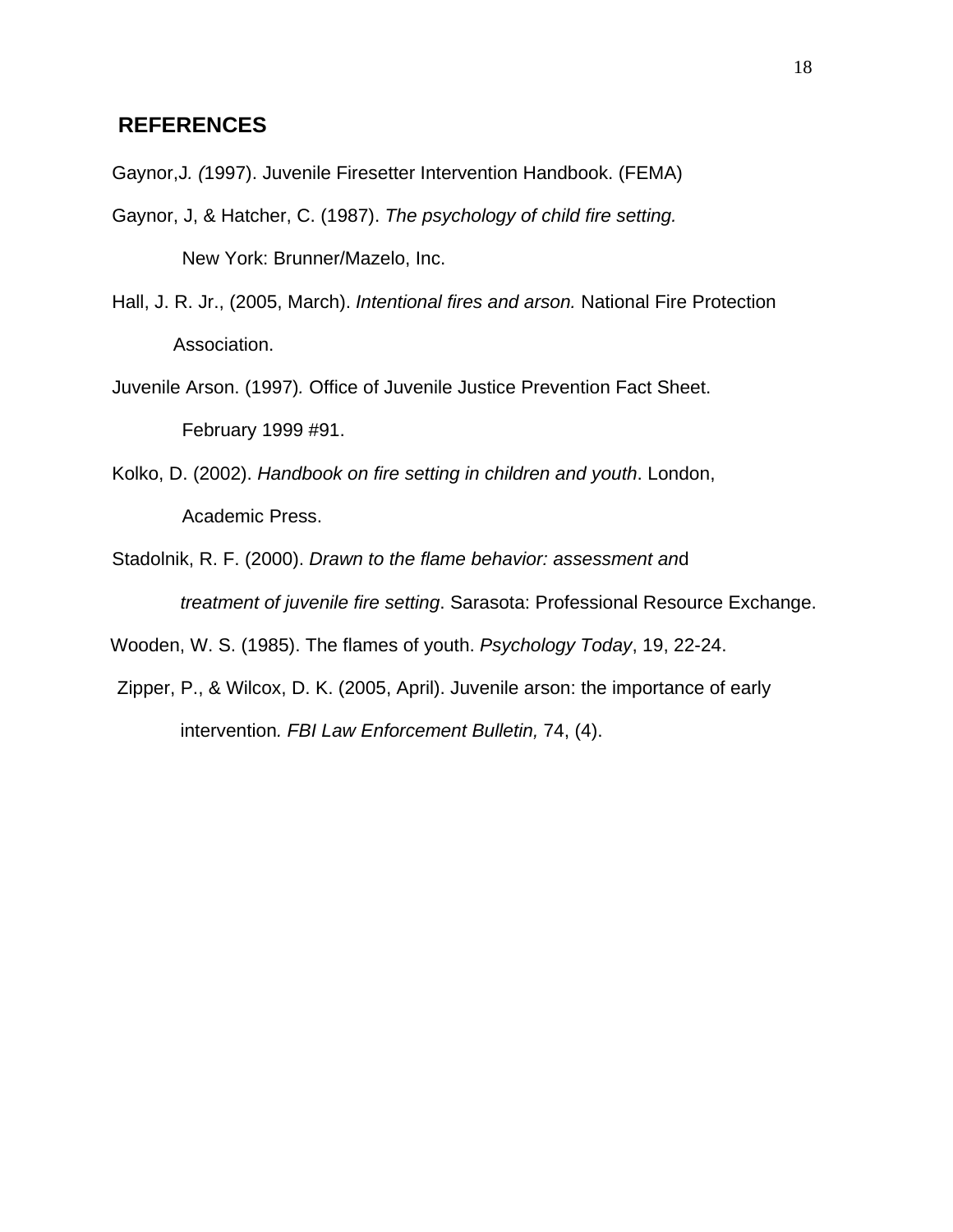## REFERENCES

Gaynor,J*. (*1997). Juvenile Firesetter Intervention Handbook. (FEMA)

Gaynor, J, & Hatcher, C. (1987). *The psychology of child fire setting.* New York: Brunner/Mazelo, Inc.

Hall, J. R. Jr., (2005, March). *Intentional fires and arson.* National Fire Protection Association.

Juvenile Arson. (1997)*.* Office of Juvenile Justice Prevention Fact Sheet. February 1999 #91.

Kolko, D. (2002). *Handbook on fire setting in children and youth*. London, Academic Press.

Stadolnik, R. F. (2000). *Drawn to the flame behavior: assessment an*d *treatment of juvenile fire setting*. Sarasota: Professional Resource Exchange.

Wooden, W. S. (1985). The flames of youth. *Psychology Today*, 19, 22-24.

Zipper, P., & Wilcox, D. K. (2005, April). Juvenile arson: the importance of early intervention*. FBI Law Enforcement Bulletin,* 74, (4).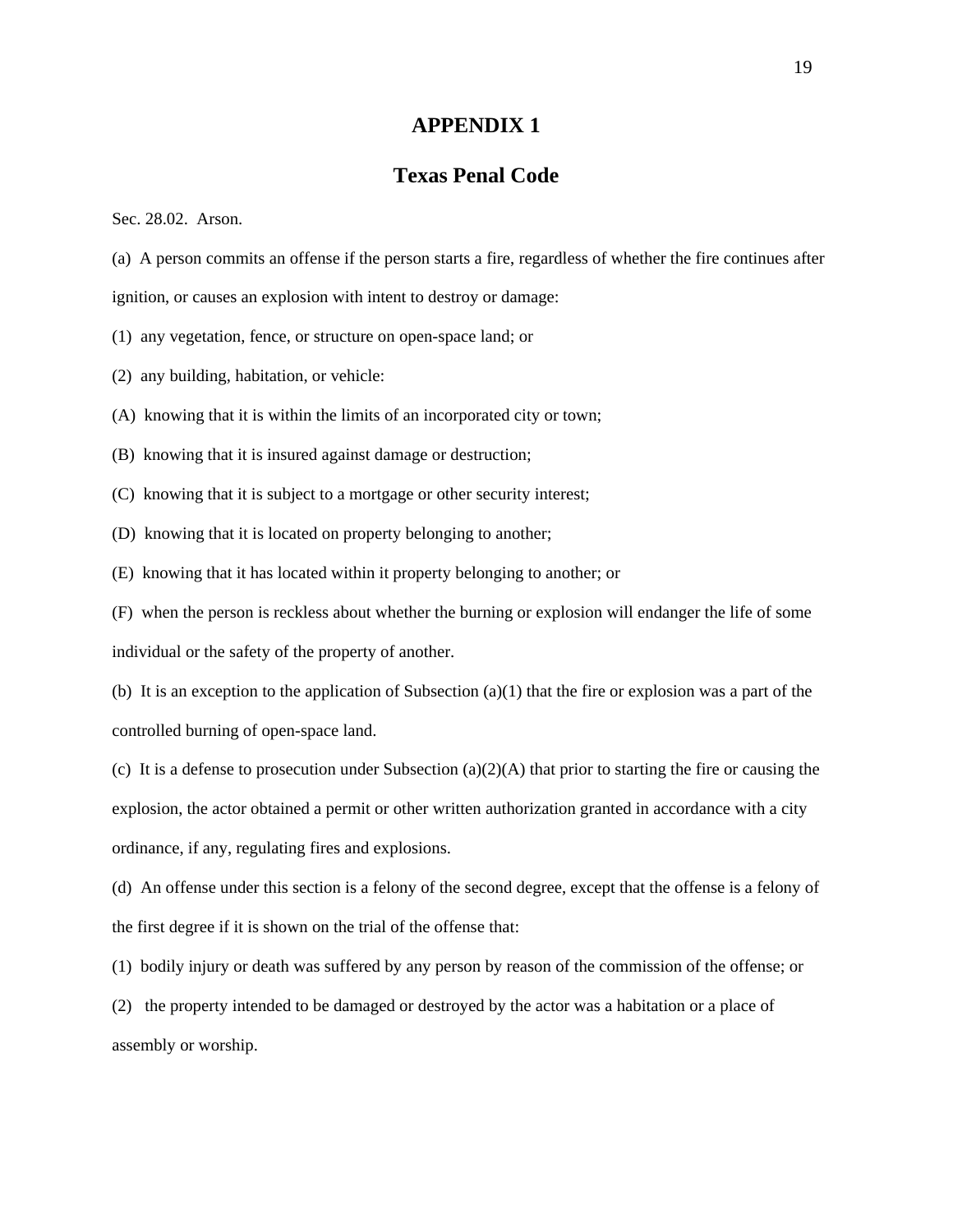# APPENDIX 1

## Texas Penal Code

Sec. 28.02. Arson.

(a) A person commits an offense if the person starts a fire, regardless of whether the fire continues after ignition, or causes an explosion with intent to destroy or damage:

(1) any vegetation, fence, or structure on open-space land; or

(2) any building, habitation, or vehicle:

(A) knowing that it is within the limits of an incorporated city or town;

(B) knowing that it is insured against damage or destruction;

(C) knowing that it is subject to a mortgage or other security interest;

(D) knowing that it is located on property belonging to another;

(E) knowing that it has located within it property belonging to another; or

(F) when the person is reckless about whether the burning or explosion will endanger the life of some individual or the safety of the property of another.

(b) It is an exception to the application of Subsection (a)(1) that the fire or explosion was a part of the controlled burning of open-space land.

(c) It is a defense to prosecution under Subsection (a)(2)(A) that prior to starting the fire or causing the explosion, the actor obtained a permit or other written authorization granted in accordance with a city ordinance, if any, regulating fires and explosions.

(d) An offense under this section is a felony of the second degree, except that the offense is a felony of the first degree if it is shown on the trial of the offense that:

(1) bodily injury or death was suffered by any person by reason of the commission of the offense; or

(2) the property intended to be damaged or destroyed by the actor was a habitation or a place of assembly or worship.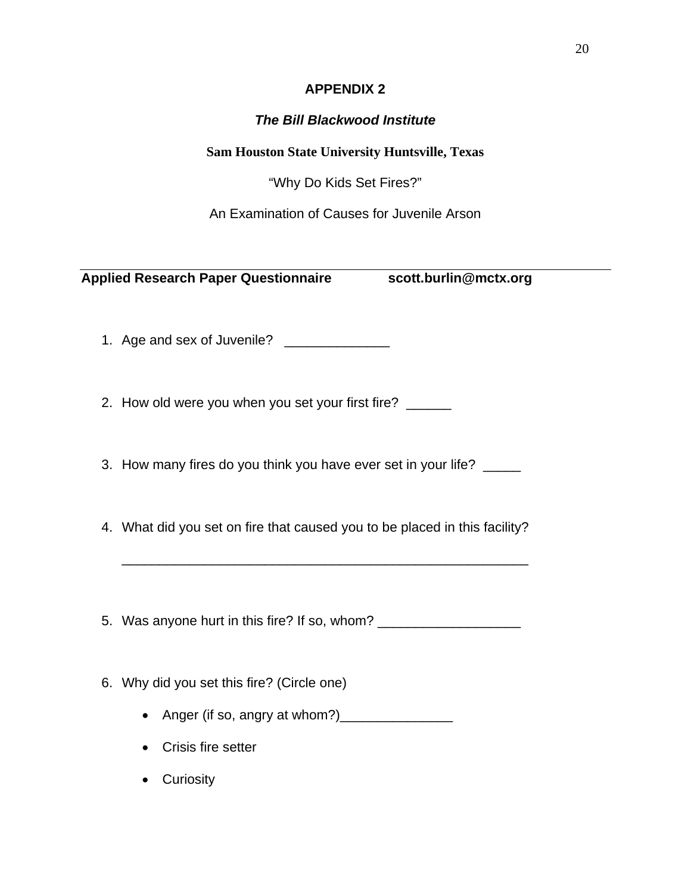# APPENDIX 2

***The Bill Blackwood Institute***

**Sam Houston State University Huntsville, Texas**

"Why Do Kids Set Fires?"

An Examination of Causes for Juvenile Arson

---

**Applied Research Paper Questionnaire scott.burlin@mctx.org**

1. Age and sex of Juvenile? ______________

2. How old were you when you set your first fire? ______

3. How many fires do you think you have ever set in your life? _____

4. What did you set on fire that caused you to be placed in this facility?

   _______________________________________________________

5. Was anyone hurt in this fire? If so, whom? ___________________

6. Why did you set this fire? (Circle one)

   - Anger (if so, angry at whom?)_______________
   - Crisis fire setter
   - Curiosity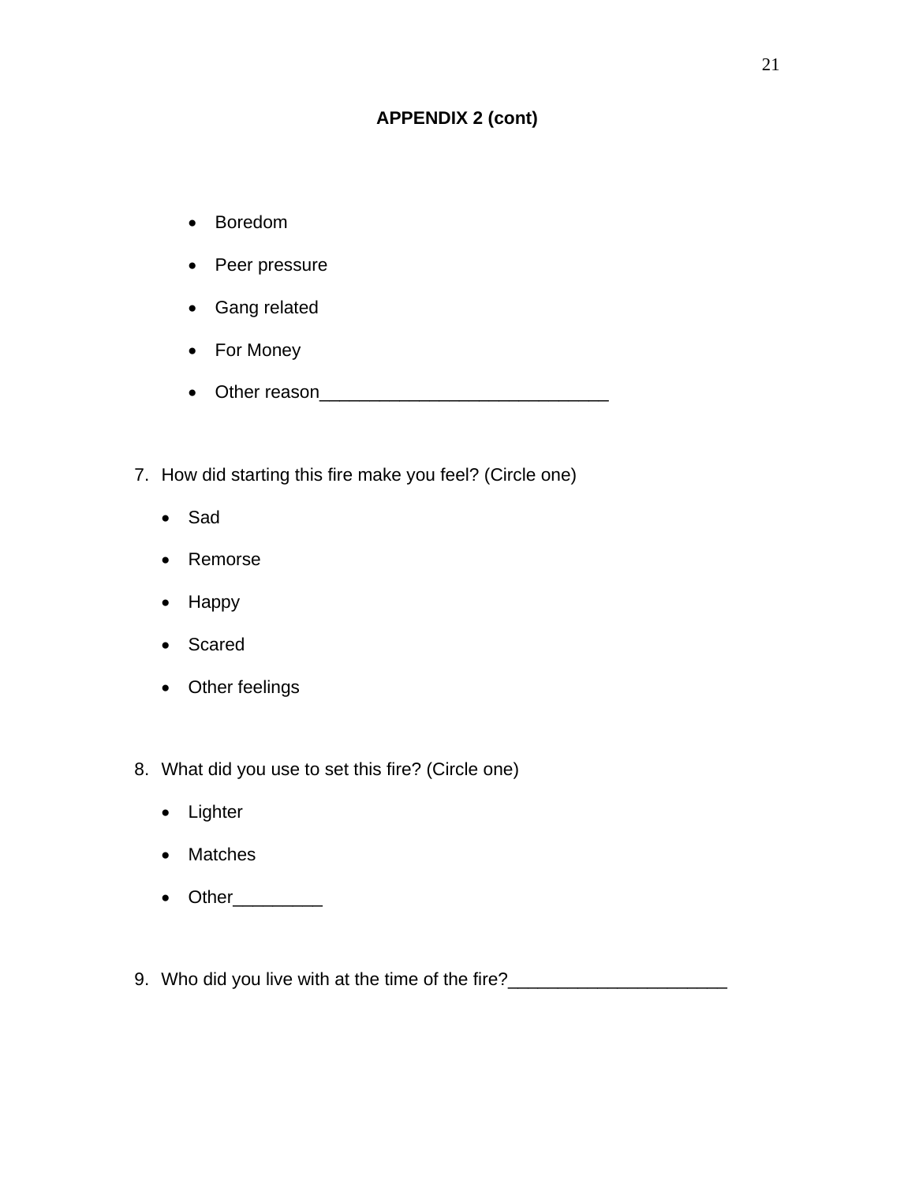**APPENDIX 2 (cont)**

- Boredom
- Peer pressure
- Gang related
- For Money
- Other reason____________________________

7. How did starting this fire make you feel? (Circle one)
   - Sad
   - Remorse
   - Happy
   - Scared
   - Other feelings

8. What did you use to set this fire? (Circle one)
   - Lighter
   - Matches
   - Other_________

9. Who did you live with at the time of the fire?______________________